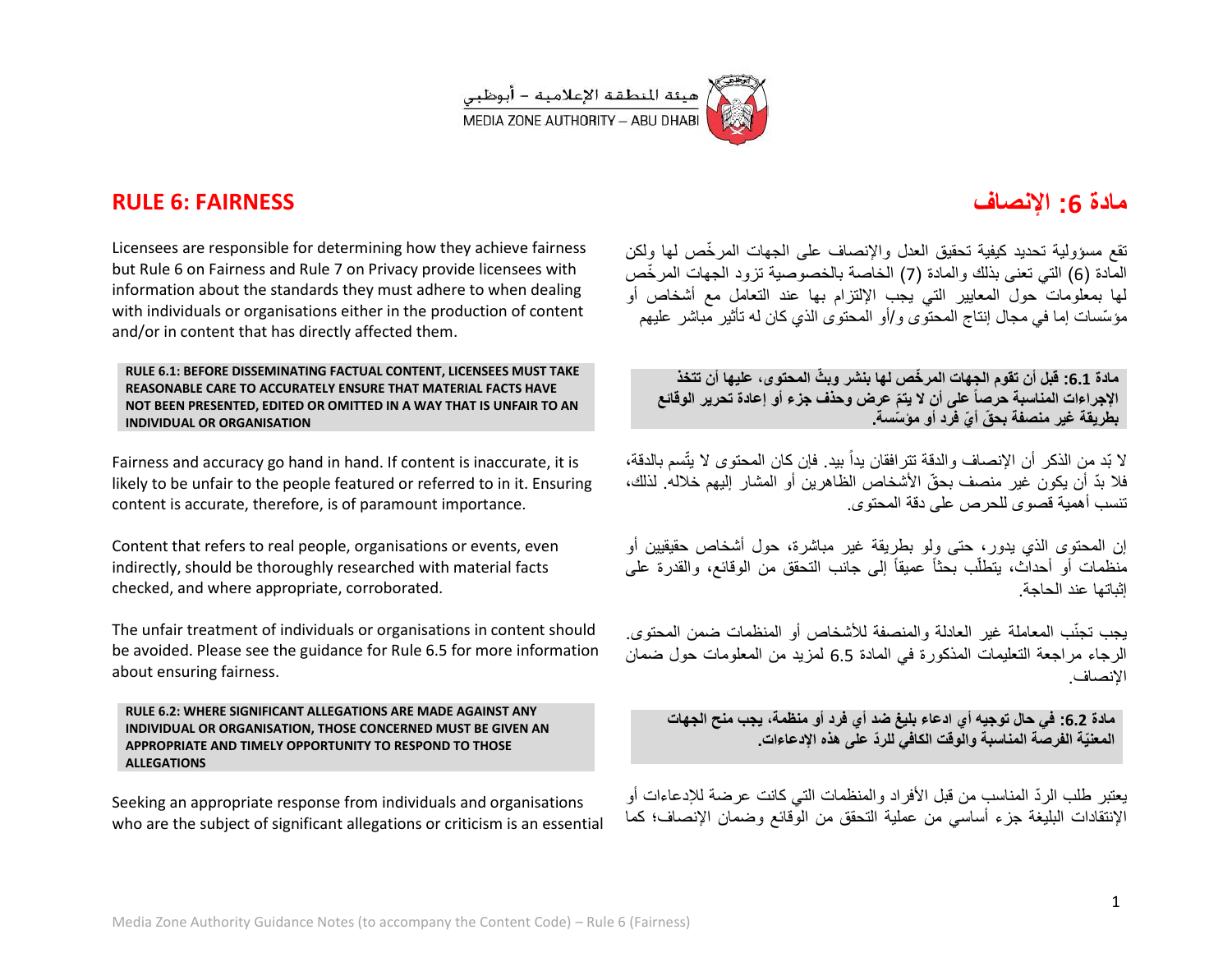هيئة المنطقة الإعلامية – أبوظبي
MEDIA ZONE AUTHORITY – ABU DHABI

## RULE 6: FAIRNESS

Licensees are responsible for determining how they achieve fairness but Rule 6 on Fairness and Rule 7 on Privacy provide licensees with information about the standards they must adhere to when dealing with individuals or organisations either in the production of content and/or in content that has directly affected them.

**RULE 6.1: BEFORE DISSEMINATING FACTUAL CONTENT, LICENSEES MUST TAKE REASONABLE CARE TO ACCURATELY ENSURE THAT MATERIAL FACTS HAVE NOT BEEN PRESENTED, EDITED OR OMITTED IN A WAY THAT IS UNFAIR TO AN INDIVIDUAL OR ORGANISATION**

Fairness and accuracy go hand in hand. If content is inaccurate, it is likely to be unfair to the people featured or referred to in it. Ensuring content is accurate, therefore, is of paramount importance.

Content that refers to real people, organisations or events, even indirectly, should be thoroughly researched with material facts checked, and where appropriate, corroborated.

The unfair treatment of individuals or organisations in content should be avoided. Please see the guidance for Rule 6.5 for more information about ensuring fairness.

**RULE 6.2: WHERE SIGNIFICANT ALLEGATIONS ARE MADE AGAINST ANY INDIVIDUAL OR ORGANISATION, THOSE CONCERNED MUST BE GIVEN AN APPROPRIATE AND TIMELY OPPORTUNITY TO RESPOND TO THOSE ALLEGATIONS**

Seeking an appropriate response from individuals and organisations who are the subject of significant allegations or criticism is an essential

## مادة 6: الإنصاف

تقع مسؤولية تحديد كيفية تحقيق العدل والإنصاف على الجهات المرخّص لها ولكن المادة (6) التي تعنى بذلك والمادة (7) الخاصة بالخصوصية تزود الجهات المرخّص لها بمعلومات حول المعايير التي يجب الإلتزام بها عند التعامل مع أشخاص أو مؤسّسات إما في مجال إنتاج المحتوى و/أو المحتوى الذي كان له تأثير مباشر عليهم

**مادة 6.1: قبل أن تقوم الجهات المرخّص لها بنشر وبثّ المحتوى، عليها أن تتخذ الإجراءات المناسبة حرصاً على أن لا يتمّ عرض وحذف جزء أو إعادة تحرير الوقائع بطريقة غير منصفة بحقّ أيّ فرد أو مؤسّسة.**

لا بّد من الذكر أن الإنصاف والدقة تترافقان يداً بيد. فإن كان المحتوى لا يتّسم بالدقة، فلا بدّ أن يكون غير منصف بحقّ الأشخاص الظاهرين أو المشار إليهم خلاله. لذلك، تنسب أهمية قصوى للحرص على دقة المحتوى.

إن المحتوى الذي يدور، حتى ولو بطريقة غير مباشرة، حول أشخاص حقيقيين أو منظمات أو أحداث، يتطلّب بحثاً عميقاً إلى جانب التحقق من الوقائع، والقدرة على إثباتها عند الحاجة.

يجب تجنّب المعاملة غير العادلة والمنصفة للأشخاص أو المنظمات ضمن المحتوى. الرجاء مراجعة التعليمات المذكورة في المادة 6.5 لمزيد من المعلومات حول ضمان الإنصاف.

**مادة 6.2: في حال توجيه أي ادعاء بليغ ضد أي فرد أو منظمة، يجب منح الجهات المعنيّة الفرصة المناسبة والوقت الكافي للردّ على هذه الإدعاءات.**

يعتبر طلب الردّ المناسب من قبل الأفراد والمنظمات التي كانت عرضة للإدعاءات أو الإنتقادات البليغة جزء أساسي من عملية التحقق من الوقائع وضمان الإنصاف؛ كما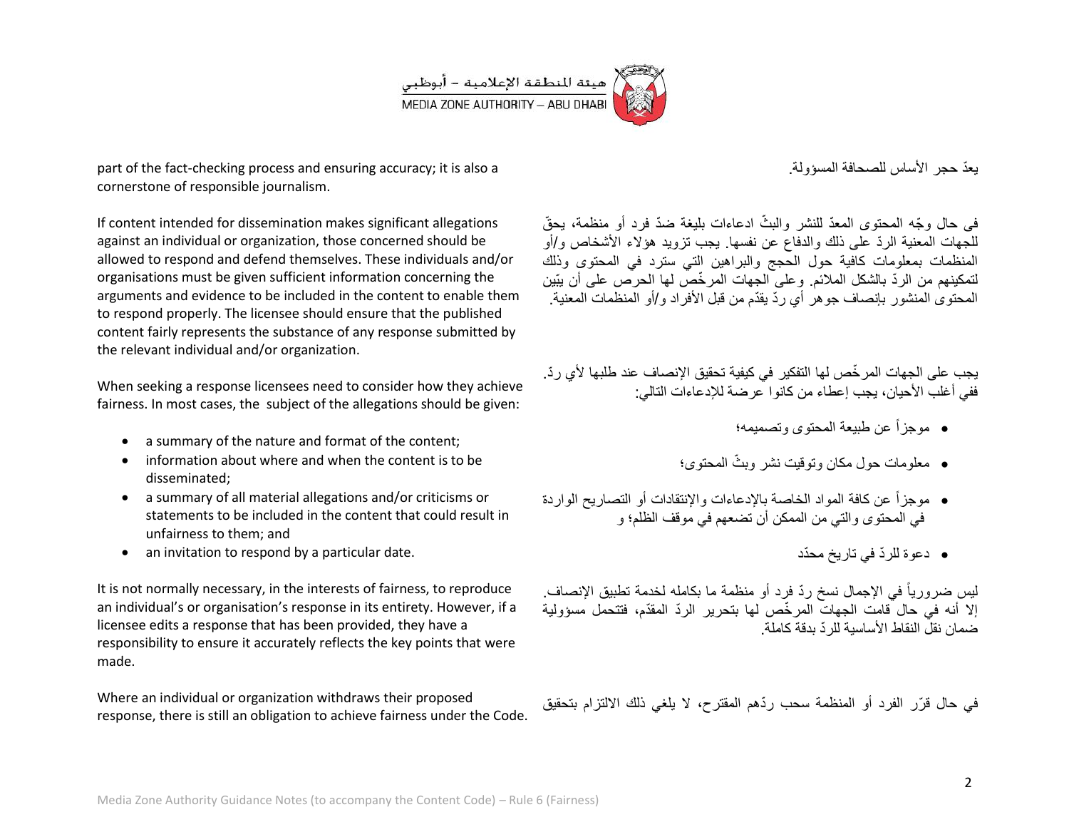part of the fact-checking process and ensuring accuracy; it is also a cornerstone of responsible journalism.

If content intended for dissemination makes significant allegations against an individual or organization, those concerned should be allowed to respond and defend themselves. These individuals and/or organisations must be given sufficient information concerning the arguments and evidence to be included in the content to enable them to respond properly. The licensee should ensure that the published content fairly represents the substance of any response submitted by the relevant individual and/or organization.

When seeking a response licensees need to consider how they achieve fairness. In most cases, the subject of the allegations should be given:

- a summary of the nature and format of the content;
- information about where and when the content is to be disseminated;
- a summary of all material allegations and/or criticisms or statements to be included in the content that could result in unfairness to them; and
- an invitation to respond by a particular date.

It is not normally necessary, in the interests of fairness, to reproduce an individual's or organisation's response in its entirety. However, if a licensee edits a response that has been provided, they have a responsibility to ensure it accurately reflects the key points that were made.

Where an individual or organization withdraws their proposed response, there is still an obligation to achieve fairness under the Code.

يعدّ حجر الأساس للصحافة المسؤولة.

في حال وجّه المحتوى المعدّ للنشر والبثّ ادعاءات بليغة ضدّ فرد أو منظمة، يحقّ للجهات المعنية الردّ على ذلك والدفاع عن نفسها. يجب تزويد هؤلاء الأشخاص و/أو المنظمات بمعلومات كافية حول الحجج والبراهين التي سترد في المحتوى وذلك لتمكينهم من الردّ بالشكل الملائم. وعلى الجهات المرخّص لها الحرص على أن يبّين المحتوى المنشور بإنصاف جوهر أي ردّ يقدّم من قبل الأفراد و/أو المنظمات المعنية.

يجب على الجهات المرخّص لها التفكير في كيفية تحقيق الإنصاف عند طلبها لأي ردّ. ففي أغلب الأحيان، يجب إعطاء من كانوا عرضة للإدعاءات التالي:

- موجزاً عن طبيعة المحتوى وتصميمه؛
- معلومات حول مكان وتوقيت نشر وبثّ المحتوى؛
- موجزاً عن كافة المواد الخاصة بالإدعاءات والإنتقادات أو التصاريح الواردة في المحتوى والتي من الممكن أن تضعهم في موقف الظلم؛ و
- دعوة للردّ في تاريخ محدّد

ليس ضرورياً في الإجمال نسخ ردّ فرد أو منظمة ما بكامله لخدمة تطبيق الإنصاف. إلا أنه في حال قامت الجهات المرخّص لها بتحرير الردّ المقدّم، فتتحمل مسؤولية ضمان نقل النقاط الأساسية للردّ بدقة كاملة.

في حال قرّر الفرد أو المنظمة سحب ردّهم المقترح، لا يلغي ذلك الالتزام بتحقيق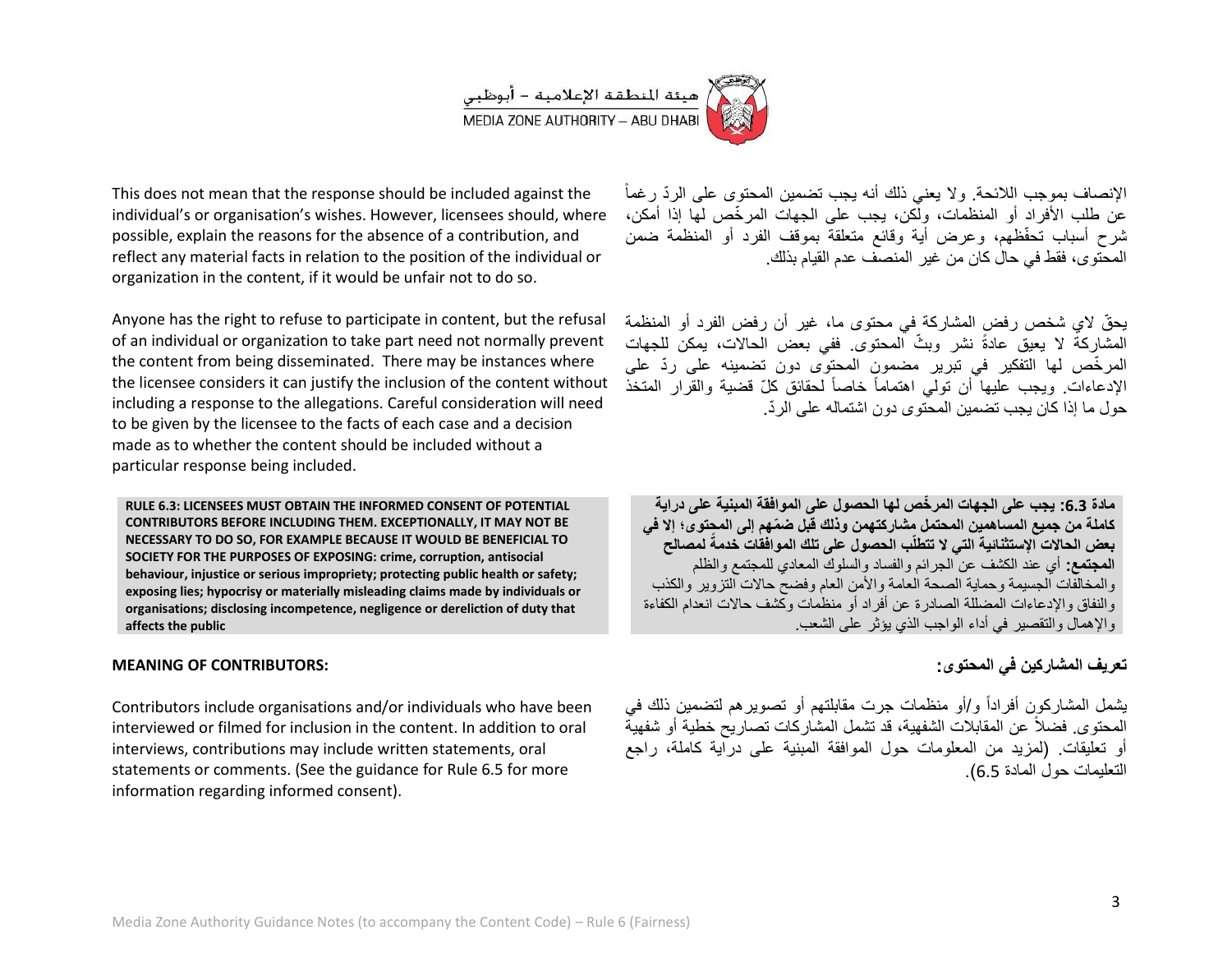This does not mean that the response should be included against the individual's or organisation's wishes. However, licensees should, where possible, explain the reasons for the absence of a contribution, and reflect any material facts in relation to the position of the individual or organization in the content, if it would be unfair not to do so.

الإنصاف بموجب اللائحة. ولا يعني ذلك أنه يجب تضمين المحتوى على الردّ رغماً عن طلب الأفراد أو المنظمات، ولكن، يجب على الجهات المرخّص لها إذا أمكن، شرح أسباب تحفّظهم، وعرض أية وقائع متعلقة بموقف الفرد أو المنظمة ضمن المحتوى، فقط في حال كان من غير المنصف عدم القيام بذلك.

Anyone has the right to refuse to participate in content, but the refusal of an individual or organization to take part need not normally prevent the content from being disseminated. There may be instances where the licensee considers it can justify the inclusion of the content without including a response to the allegations. Careful consideration will need to be given by the licensee to the facts of each case and a decision made as to whether the content should be included without a particular response being included.

يحقّ لاي شخص رفض المشاركة في محتوى ما، غير أن رفض الفرد أو المنظمة المشاركة لا يعيق عادةً نشر وبثّ المحتوى. ففي بعض الحالات، يمكن للجهات المرخّص لها التفكير في تبرير مضمون المحتوى دون تضمينه على ردّ على الإدعاءات. ويجب عليها أن تولي اهتماماً خاصاً لحقائق كلّ قضية والقرار المتخذ حول ما إذا كان يجب تضمين المحتوى دون اشتماله على الردّ.

**RULE 6.3: LICENSEES MUST OBTAIN THE INFORMED CONSENT OF POTENTIAL CONTRIBUTORS BEFORE INCLUDING THEM. EXCEPTIONALLY, IT MAY NOT BE NECESSARY TO DO SO, FOR EXAMPLE BECAUSE IT WOULD BE BENEFICIAL TO SOCIETY FOR THE PURPOSES OF EXPOSING: crime, corruption, antisocial behaviour, injustice or serious impropriety; protecting public health or safety; exposing lies; hypocrisy or materially misleading claims made by individuals or organisations; disclosing incompetence, negligence or dereliction of duty that affects the public**

**مادة 6.3: يجب على الجهات المرخّص لها الحصول على الموافقة المبنية على دراية كاملة من جميع المساهمين المحتمل مشاركتهمن وذلك قبل ضمّهم إلى المحتوى؛ إلا في بعض الحالات الإستثنائية التي لا تتطلّب الحصول على تلك الموافقات خدمةً لمصالح المجتمع:** أي عند الكشف عن الجرائم والفساد والسلوك المعادي للمجتمع والظلم والمخالفات الجسيمة وحماية الصحة العامة والأمن العام وفضح حالات التزوير والكذب والنفاق والإدعاءات المضللة الصادرة عن أفراد أو منظمات وكشف حالات انعدام الكفاءة والإهمال والتقصير في أداء الواجب الذي يؤثر على الشعب.

**MEANING OF CONTRIBUTORS:**

**تعريف المشاركين في المحتوى:**

Contributors include organisations and/or individuals who have been interviewed or filmed for inclusion in the content. In addition to oral interviews, contributions may include written statements, oral statements or comments. (See the guidance for Rule 6.5 for more information regarding informed consent).

يشمل المشاركون أفراداً و/أو منظمات جرت مقابلتهم أو تصويرهم لتضمين ذلك في المحتوى. فضلاً عن المقابلات الشفهية، قد تشمل المشاركات تصاريح خطية أو شفهية أو تعليقات. (لمزيد من المعلومات حول الموافقة المبنية على دراية كاملة، راجع التعليمات حول المادة 6.5).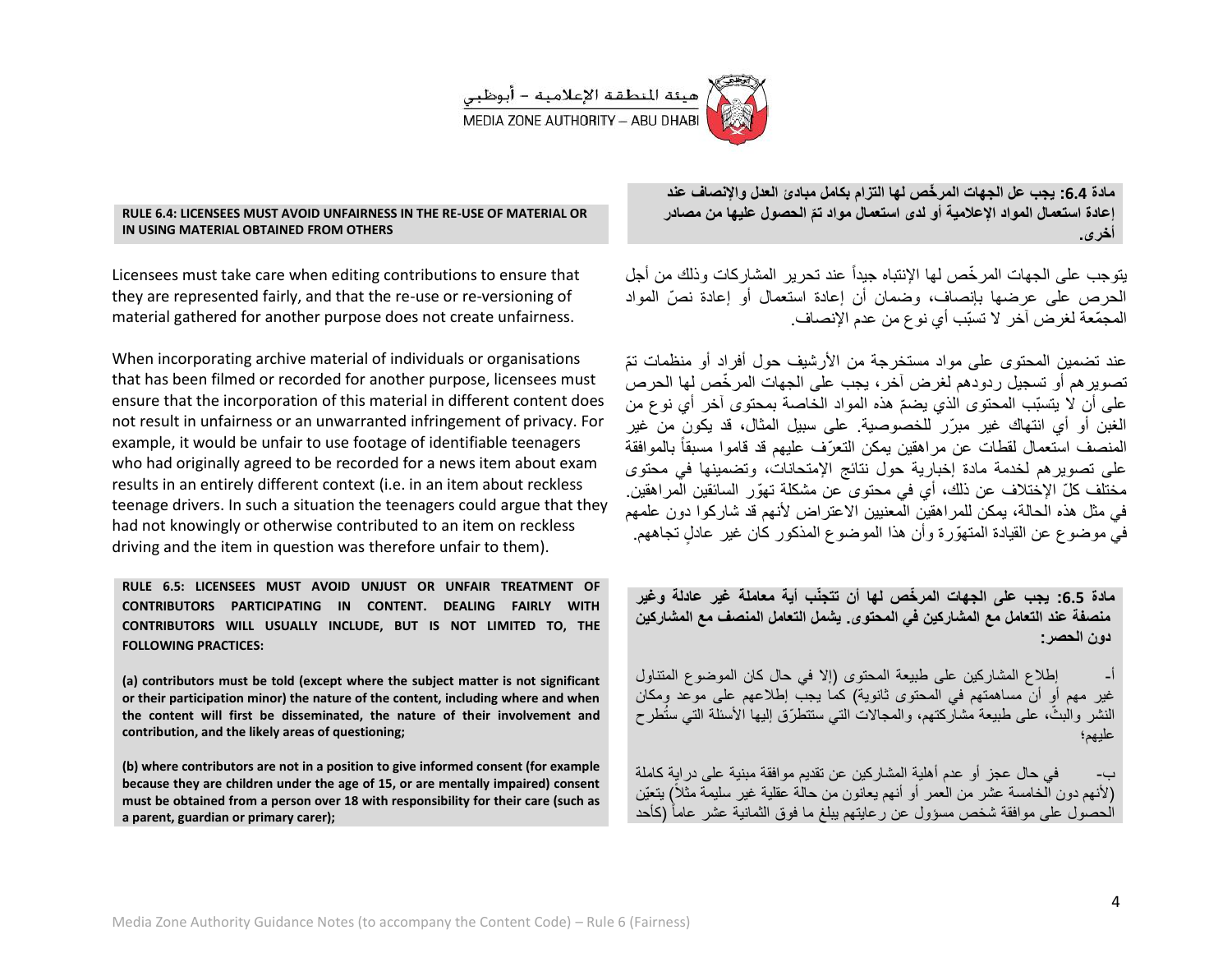**RULE 6.4: LICENSEES MUST AVOID UNFAIRNESS IN THE RE-USE OF MATERIAL OR IN USING MATERIAL OBTAINED FROM OTHERS**

Licensees must take care when editing contributions to ensure that they are represented fairly, and that the re-use or re-versioning of material gathered for another purpose does not create unfairness.

When incorporating archive material of individuals or organisations that has been filmed or recorded for another purpose, licensees must ensure that the incorporation of this material in different content does not result in unfairness or an unwarranted infringement of privacy. For example, it would be unfair to use footage of identifiable teenagers who had originally agreed to be recorded for a news item about exam results in an entirely different context (i.e. in an item about reckless teenage drivers. In such a situation the teenagers could argue that they had not knowingly or otherwise contributed to an item on reckless driving and the item in question was therefore unfair to them).

**RULE 6.5: LICENSEES MUST AVOID UNJUST OR UNFAIR TREATMENT OF CONTRIBUTORS PARTICIPATING IN CONTENT. DEALING FAIRLY WITH CONTRIBUTORS WILL USUALLY INCLUDE, BUT IS NOT LIMITED TO, THE FOLLOWING PRACTICES:**

**(a) contributors must be told (except where the subject matter is not significant or their participation minor) the nature of the content, including where and when the content will first be disseminated, the nature of their involvement and contribution, and the likely areas of questioning;**

**(b) where contributors are not in a position to give informed consent (for example because they are children under the age of 15, or are mentally impaired) consent must be obtained from a person over 18 with responsibility for their care (such as a parent, guardian or primary carer);**

**مادة 6.4: يجب عل الجهات المرخّص لها التزام بكامل مبادئ العدل والإنصاف عند إعادة استعمال المواد الإعلامية أو لدى استعمال مواد تمّ الحصول عليها من مصادر أخرى.**

يتوجب على الجهات المرخّص لها الإنتباه جيداً عند تحرير المشاركات وذلك من أجل الحرص على عرضها بإنصاف، وضمان أن إعادة استعمال أو إعادة نصّ المواد المجمّعة لغرض آخر لا تسبّب أي نوع من عدم الإنصاف.

عند تضمين المحتوى على مواد مستخرجة من الأرشيف حول أفراد أو منظمات تمّ تصويرهم أو تسجيل ردودهم لغرض آخر، يجب على الجهات المرخّص لها الحرص على أن لا يتسبّب المحتوى الذي يضمّ هذه المواد الخاصة بمحتوى آخر أي نوع من الغبن أو أي انتهاك غير مبرّر للخصوصية. على سبيل المثال، قد يكون من غير المنصف استعمال لقطات عن مراهقين يمكن التعرّف عليهم قد قاموا مسبقاً بالموافقة على تصويرهم لخدمة مادة إخبارية حول نتائج الإمتحانات، وتضمينها في محتوى مختلف كلّ الإختلاف عن ذلك، أي في محتوى عن مشكلة تهوّر السائقين المراهقين. في مثل هذه الحالة، يمكن للمراهقين المعنيين الاعتراض لأنهم قد شاركوا دون علمهم في موضوع عن القيادة المتهوّرة وأن هذا الموضوع المذكور كان غير عادلٍ تجاههم.

**مادة 6.5: يجب على الجهات المرخّص لها أن تتجنّب أية معاملة غير عادلة وغير منصفة عند التعامل مع المشاركين في المحتوى. يشمل التعامل المنصف مع المشاركين دون الحصر:**

أ- إطلاع المشاركين على طبيعة المحتوى (إلا في حال كان الموضوع المتناول غير مهم أو أن مساهمتهم في المحتوى ثانوية) كما يجب إطلاعهم على موعد ومكان النشر والبثّ، على طبيعة مشاركتهم، والمجالات التي ستتطرّق إليها الأسئلة التي ستُطرح عليهم؛

ب- في حال عجز أو عدم أهلية المشاركين عن تقديم موافقة مبنية على دراية كاملة (لأنهم دون الخامسة عشر من العمر أو أنهم يعانون من حالة عقلية غير سليمة مثلاً) يتعيّن الحصول على موافقة شخص مسؤول عن رعايتهم يبلغ ما فوق الثمانية عشر عاماً (كأحد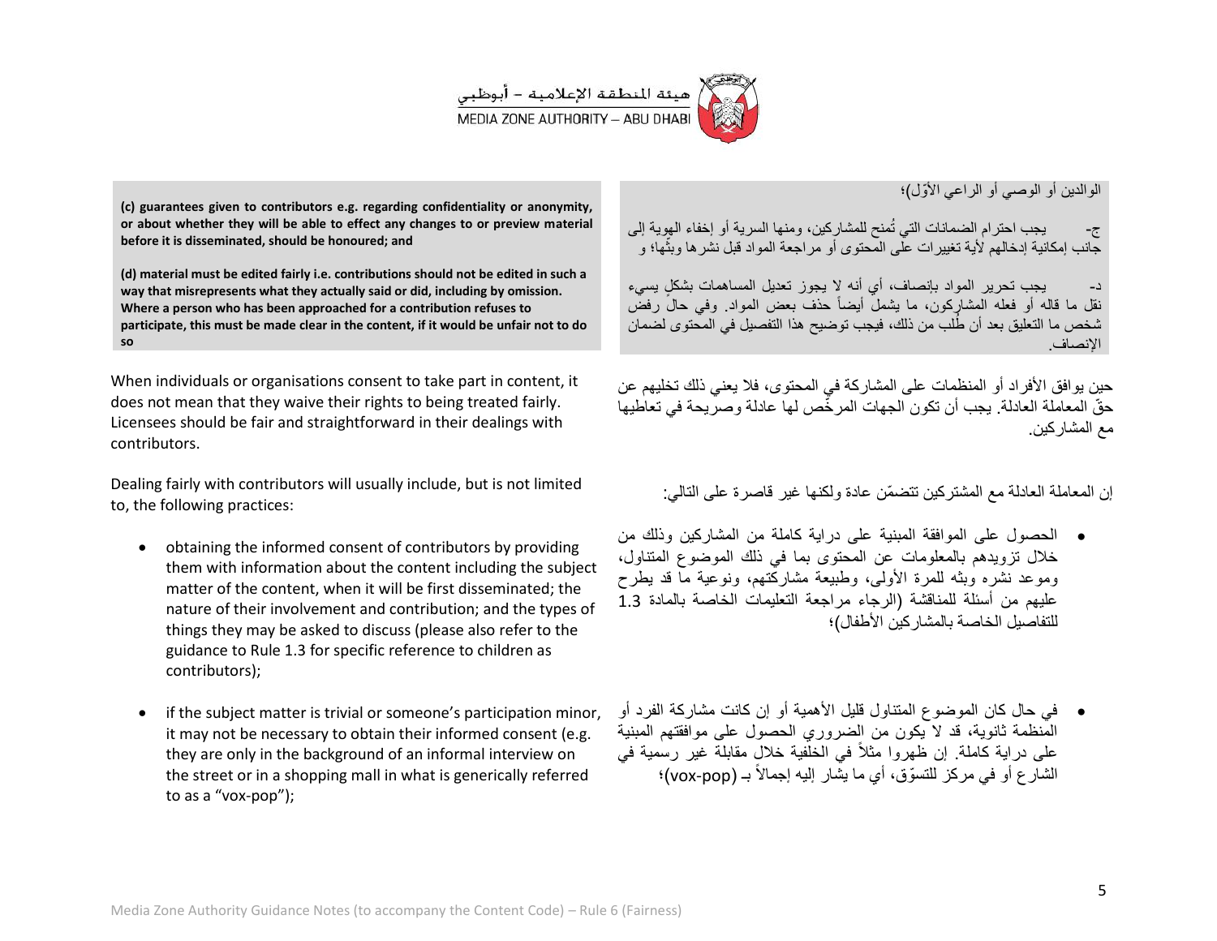(c) **guarantees given to contributors e.g. regarding confidentiality or anonymity, or about whether they will be able to effect any changes to or preview material before it is disseminated, should be honoured; and**

(d) **material must be edited fairly i.e. contributions should not be edited in such a way that misrepresents what they actually said or did, including by omission. Where a person who has been approached for a contribution refuses to participate, this must be made clear in the content, if it would be unfair not to do so**

When individuals or organisations consent to take part in content, it does not mean that they waive their rights to being treated fairly. Licensees should be fair and straightforward in their dealings with contributors.

Dealing fairly with contributors will usually include, but is not limited to, the following practices:

- obtaining the informed consent of contributors by providing them with information about the content including the subject matter of the content, when it will be first disseminated; the nature of their involvement and contribution; and the types of things they may be asked to discuss (please also refer to the guidance to Rule 1.3 for specific reference to children as contributors);

- if the subject matter is trivial or someone's participation minor, it may not be necessary to obtain their informed consent (e.g. they are only in the background of an informal interview on the street or in a shopping mall in what is generically referred to as a "vox-pop");

الوالدين أو الوصي أو الراعي الأوّل)؛

ج- يجب احترام الضمانات التي تُمنح للمشاركين، ومنها السرية أو إخفاء الهوية إلى جانب إمكانية إدخالهم لأية تغييرات على المحتوى أو مراجعة المواد قبل نشرها وبثّها؛ و

د- يجب تحرير المواد بإنصاف، أي أنه لا يجوز تعديل المساهمات بشكلٍ يسيء نقل ما قاله أو فعله المشاركون، ما يشمل أيضاً حذف بعض المواد. وفي حال رفض شخص ما التعليق بعد أن طُلب من ذلك، فيجب توضيح هذا التفصيل في المحتوى لضمان الإنصاف.

حين يوافق الأفراد أو المنظمات على المشاركة في المحتوى، فلا يعني ذلك تخليهم عن حقّ المعاملة العادلة. يجب أن تكون الجهات المرخّص لها عادلة وصريحة في تعاطيها مع المشاركين.

إن المعاملة العادلة مع المشتركين تتضمّن عادة ولكنها غير قاصرة على التالي:

- الحصول على الموافقة المبنية على دراية كاملة من المشاركين وذلك من خلال تزويدهم بالمعلومات عن المحتوى بما في ذلك الموضوع المتناول، وموعد نشره وبثه للمرة الأولى، وطبيعة مشاركتهم، ونوعية ما قد يطرح عليهم من أسئلة للمناقشة (الرجاء مراجعة التعليمات الخاصة بالمادة 1.3 للتفاصيل الخاصة بالمشاركين الأطفال)؛

- في حال كان الموضوع المتناول قليل الأهمية أو إن كانت مشاركة الفرد أو المنظمة ثانوية، قد لا يكون من الضروري الحصول على موافقتهم المبنية على دراية كاملة. إن ظهروا مثلاً في الخلفية خلال مقابلة غير رسمية في الشارع أو في مركز للتسوّق، أي ما يشار إليه إجمالاً بـ (vox-pop)؛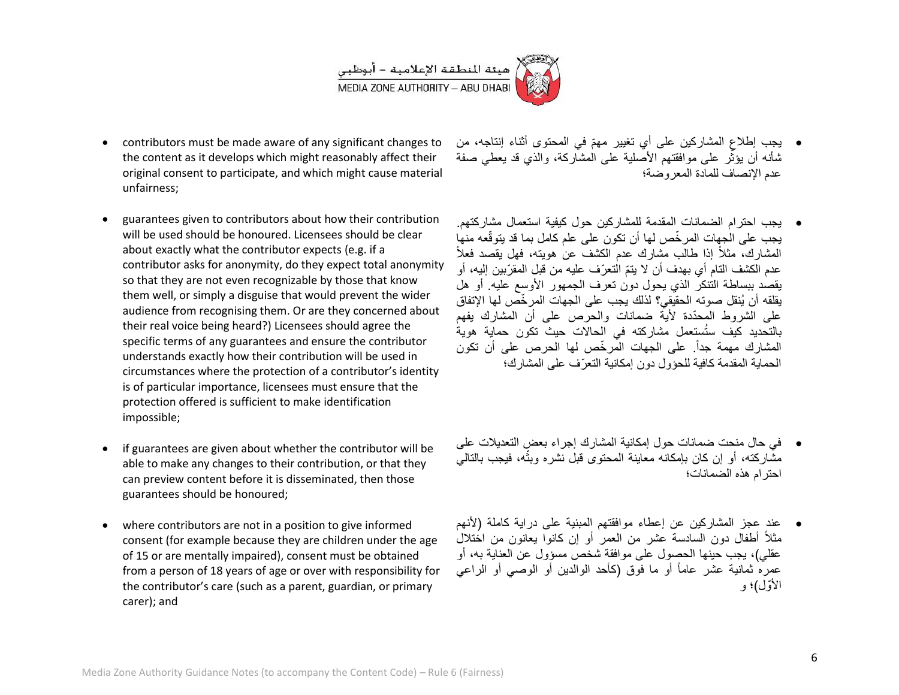- contributors must be made aware of any significant changes to the content as it develops which might reasonably affect their original consent to participate, and which might cause material unfairness;

- guarantees given to contributors about how their contribution will be used should be honoured. Licensees should be clear about exactly what the contributor expects (e.g. if a contributor asks for anonymity, do they expect total anonymity so that they are not even recognizable by those that know them well, or simply a disguise that would prevent the wider audience from recognising them. Or are they concerned about their real voice being heard?) Licensees should agree the specific terms of any guarantees and ensure the contributor understands exactly how their contribution will be used in circumstances where the protection of a contributor's identity is of particular importance, licensees must ensure that the protection offered is sufficient to make identification impossible;

- if guarantees are given about whether the contributor will be able to make any changes to their contribution, or that they can preview content before it is disseminated, then those guarantees should be honoured;

- where contributors are not in a position to give informed consent (for example because they are children under the age of 15 or are mentally impaired), consent must be obtained from a person of 18 years of age or over with responsibility for the contributor's care (such as a parent, guardian, or primary carer); and

- يجب إطلاع المشاركين على أي تغيير مهمّ في المحتوى أثناء إنتاجه، من شأنه أن يؤثّر على موافقتهم الأصلية على المشاركة، والذي قد يعطي صفة عدم الإنصاف للمادة المعروضة؛

- يجب احترام الضمانات المقدمة للمشاركين حول كيفية استعمال مشاركتهم. يجب على الجهات المرخّص لها أن تكون على علم كامل بما قد يتوقّعه منها المشارك، مثلاً إذا طالب مشارك عدم الكشف عن هويته، فهل يقصد فعلاً عدم الكشف التام أي بهدف أن لا يتمّ التعرّف عليه من قبل المقرّبين إليه، أو يقصد ببساطة التنكر الذي يحول دون تعرف الجمهور الأوسع عليه. أو هل يقلقه أن يُنقل صوته الحقيقي؟ لذلك يجب على الجهات المرخّص لها الإتفاق على الشروط المحدّدة لأية ضمانات والحرص على أن المشارك يفهم بالتحديد كيف ستُستعمل مشاركته في الحالات حيث تكون حماية هوية المشارك مهمة جداً. على الجهات المرخّص لها الحرص على أن تكون الحماية المقدمة كافية للحؤول دون إمكانية التعرّف على المشارك؛

- في حال منحت ضمانات حول إمكانية المشارك إجراء بعض التعديلات على مشاركته، أو إن كان بإمكانه معاينة المحتوى قبل نشره وبثّه، فيجب بالتالي احترام هذه الضمانات؛

- عند عجز المشاركين عن إعطاء موافقتهم المبنية على دراية كاملة (لأنهم مثلاً أطفال دون السادسة عشر من العمر أو إن كانوا يعانون من اختلال عقلي)، يجب حينها الحصول على موافقة شخص مسؤول عن العناية به، أو عمره ثمانية عشر عاماً أو ما فوق (كأحد الوالدين أو الوصي أو الراعي الأوّل)؛ و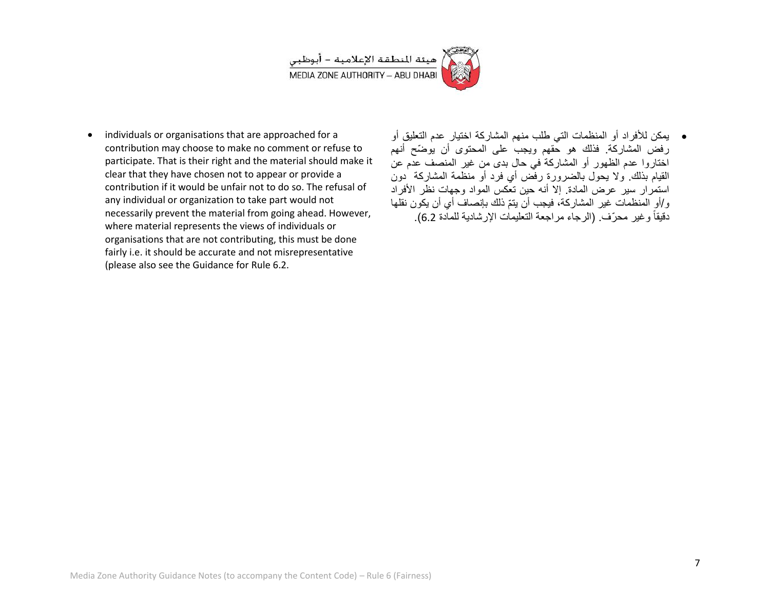- individuals or organisations that are approached for a contribution may choose to make no comment or refuse to participate. That is their right and the material should make it clear that they have chosen not to appear or provide a contribution if it would be unfair not to do so. The refusal of any individual or organization to take part would not necessarily prevent the material from going ahead. However, where material represents the views of individuals or organisations that are not contributing, this must be done fairly i.e. it should be accurate and not misrepresentative (please also see the Guidance for Rule 6.2.

- يمكن للأفراد أو المنظمات التي طلب منهم المشاركة اختيار عدم التعليق أو رفض المشاركة. فذلك هو حقهم ويجب على المحتوى أن يوضّح أنهم اختاروا عدم الظهور أو المشاركة في حال بدى من غير المنصف عدم عن القيام بذلك. ولا يحول بالضرورة رفض أي فرد أو منظمة المشاركة دون استمرار سير عرض المادة. إلا أنه حين تعكس المواد وجهات نظر الأفراد و/أو المنظمات غير المشاركة، فيجب أن يتمّ ذلك بإنصاف أي أن يكون نقلها دقيقاً وغير محرّف. (الرجاء مراجعة التعليمات الإرشادية للمادة 6.2).